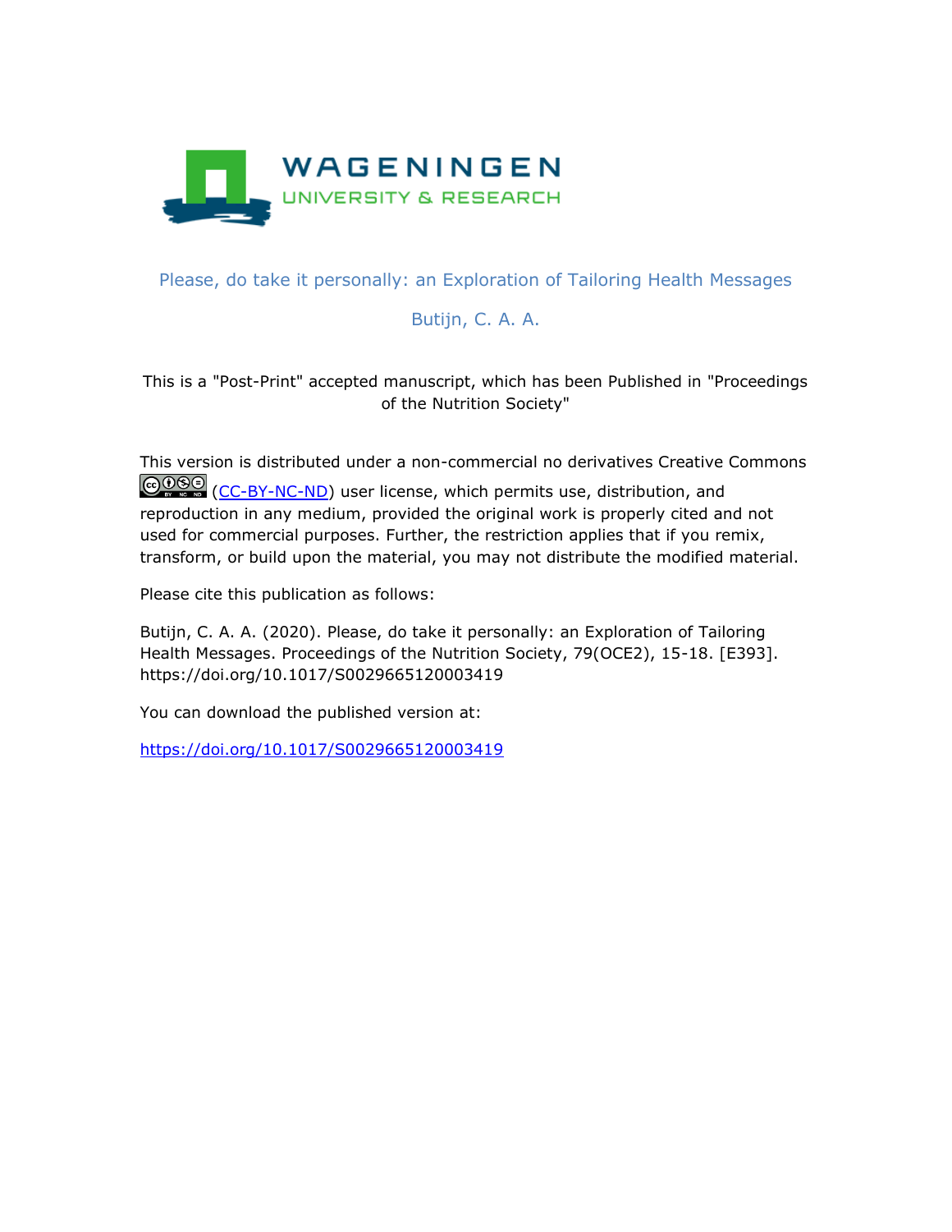WAGENINGEN
UNIVERSITY & RESEARCH

# Please, do take it personally: an Exploration of Tailoring Health Messages

Butijn, C. A. A.

This is a "Post-Print" accepted manuscript, which has been Published in "Proceedings of the Nutrition Society"

This version is distributed under a non-commercial no derivatives Creative Commons (CC-BY-NC-ND) user license, which permits use, distribution, and reproduction in any medium, provided the original work is properly cited and not used for commercial purposes. Further, the restriction applies that if you remix, transform, or build upon the material, you may not distribute the modified material.

Please cite this publication as follows:

Butijn, C. A. A. (2020). Please, do take it personally: an Exploration of Tailoring Health Messages. Proceedings of the Nutrition Society, 79(OCE2), 15-18. [E393]. https://doi.org/10.1017/S0029665120003419

You can download the published version at:

https://doi.org/10.1017/S0029665120003419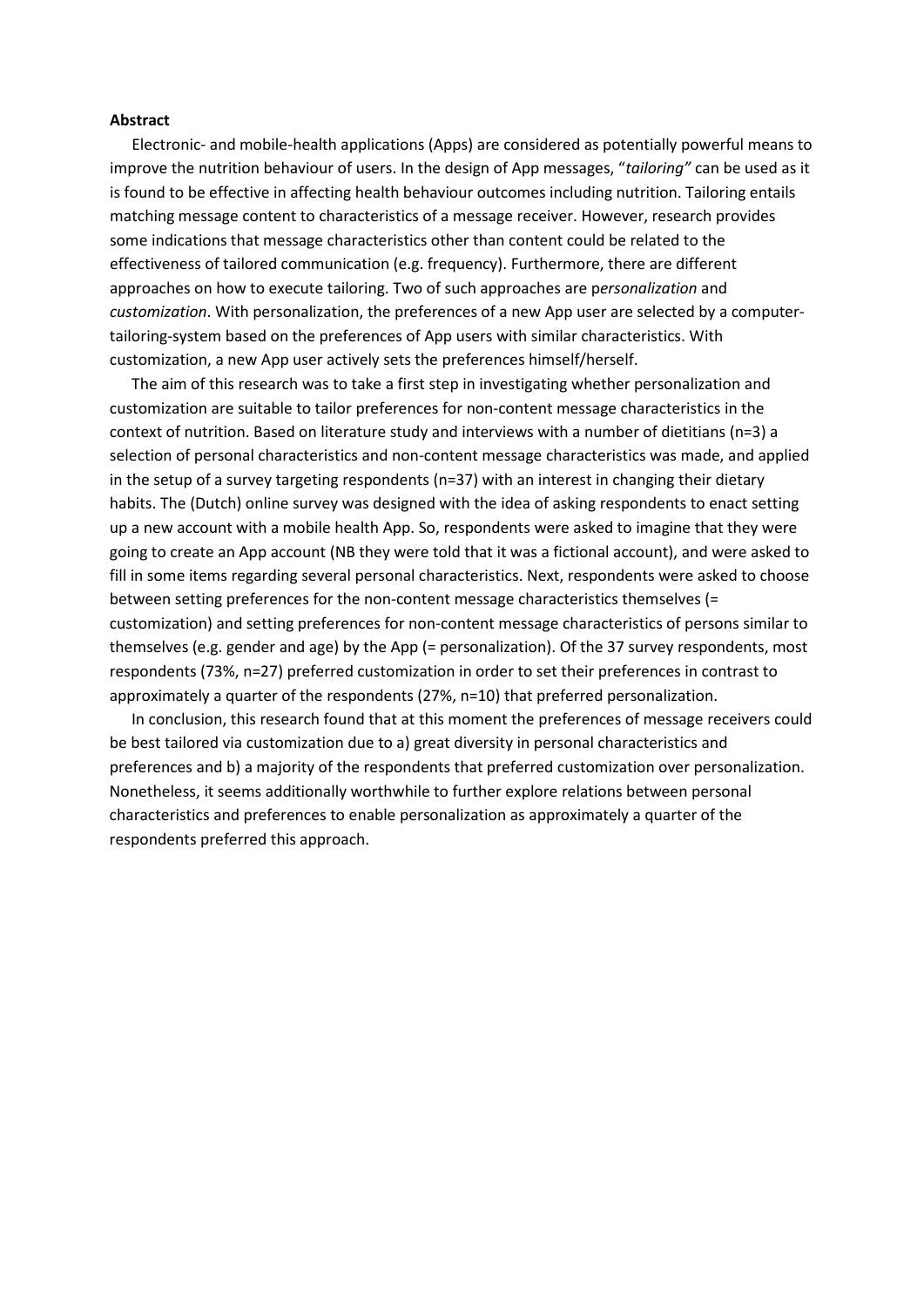**Abstract**

Electronic- and mobile-health applications (Apps) are considered as potentially powerful means to improve the nutrition behaviour of users. In the design of App messages, "*tailoring"* can be used as it is found to be effective in affecting health behaviour outcomes including nutrition. Tailoring entails matching message content to characteristics of a message receiver. However, research provides some indications that message characteristics other than content could be related to the effectiveness of tailored communication (e.g. frequency). Furthermore, there are different approaches on how to execute tailoring. Two of such approaches are p*ersonalization* and *customization*. With personalization, the preferences of a new App user are selected by a computer-tailoring-system based on the preferences of App users with similar characteristics. With customization, a new App user actively sets the preferences himself/herself.

The aim of this research was to take a first step in investigating whether personalization and customization are suitable to tailor preferences for non-content message characteristics in the context of nutrition. Based on literature study and interviews with a number of dietitians (n=3) a selection of personal characteristics and non-content message characteristics was made, and applied in the setup of a survey targeting respondents (n=37) with an interest in changing their dietary habits. The (Dutch) online survey was designed with the idea of asking respondents to enact setting up a new account with a mobile health App. So, respondents were asked to imagine that they were going to create an App account (NB they were told that it was a fictional account), and were asked to fill in some items regarding several personal characteristics. Next, respondents were asked to choose between setting preferences for the non-content message characteristics themselves (= customization) and setting preferences for non-content message characteristics of persons similar to themselves (e.g. gender and age) by the App (= personalization). Of the 37 survey respondents, most respondents (73%, n=27) preferred customization in order to set their preferences in contrast to approximately a quarter of the respondents (27%, n=10) that preferred personalization.

In conclusion, this research found that at this moment the preferences of message receivers could be best tailored via customization due to a) great diversity in personal characteristics and preferences and b) a majority of the respondents that preferred customization over personalization. Nonetheless, it seems additionally worthwhile to further explore relations between personal characteristics and preferences to enable personalization as approximately a quarter of the respondents preferred this approach.